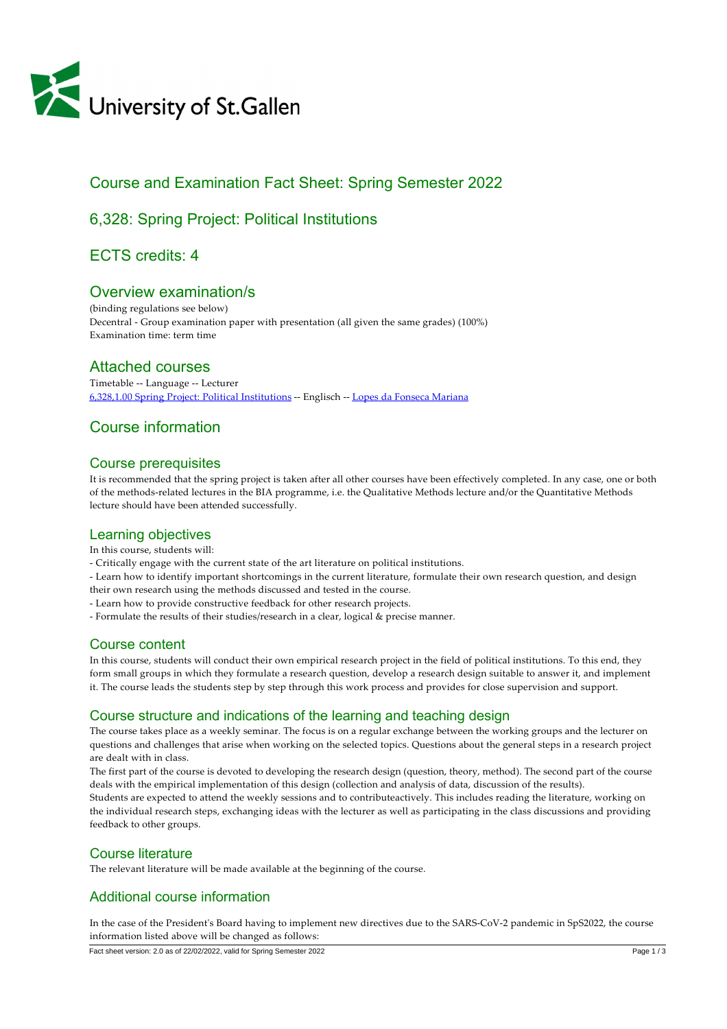University of St.Gallen

## Course and Examination Fact Sheet: Spring Semester 2022

## 6,328: Spring Project: Political Institutions

## ECTS credits: 4

## Overview examination/s

(binding regulations see below)
Decentral - Group examination paper with presentation (all given the same grades) (100%)
Examination time: term time

## Attached courses

Timetable -- Language -- Lecturer
6,328,1.00 Spring Project: Political Institutions -- Englisch -- Lopes da Fonseca Mariana

## Course information

### Course prerequisites

It is recommended that the spring project is taken after all other courses have been effectively completed. In any case, one or both of the methods-related lectures in the BIA programme, i.e. the Qualitative Methods lecture and/or the Quantitative Methods lecture should have been attended successfully.

### Learning objectives

In this course, students will:
- Critically engage with the current state of the art literature on political institutions.
- Learn how to identify important shortcomings in the current literature, formulate their own research question, and design their own research using the methods discussed and tested in the course.
- Learn how to provide constructive feedback for other research projects.
- Formulate the results of their studies/research in a clear, logical & precise manner.

### Course content

In this course, students will conduct their own empirical research project in the field of political institutions. To this end, they form small groups in which they formulate a research question, develop a research design suitable to answer it, and implement it. The course leads the students step by step through this work process and provides for close supervision and support.

### Course structure and indications of the learning and teaching design

The course takes place as a weekly seminar. The focus is on a regular exchange between the working groups and the lecturer on questions and challenges that arise when working on the selected topics. Questions about the general steps in a research project are dealt with in class.
The first part of the course is devoted to developing the research design (question, theory, method). The second part of the course deals with the empirical implementation of this design (collection and analysis of data, discussion of the results).
Students are expected to attend the weekly sessions and to contributeactively. This includes reading the literature, working on the individual research steps, exchanging ideas with the lecturer as well as participating in the class discussions and providing feedback to other groups.

### Course literature

The relevant literature will be made available at the beginning of the course.

### Additional course information

In the case of the President's Board having to implement new directives due to the SARS-CoV-2 pandemic in SpS2022, the course information listed above will be changed as follows: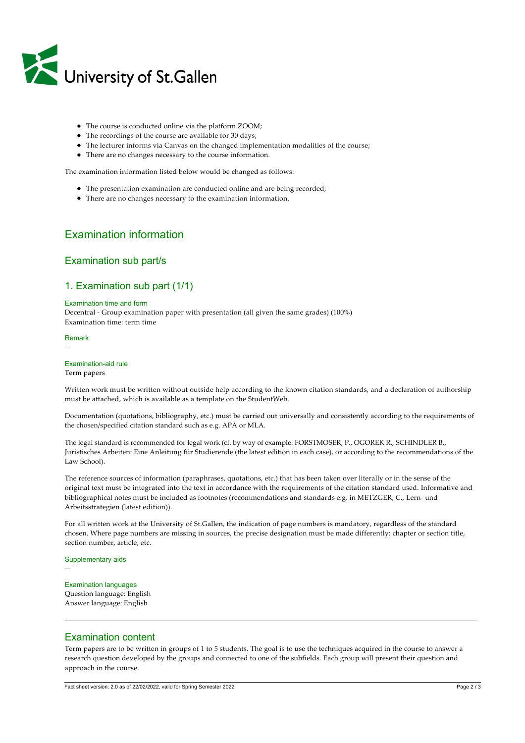- The course is conducted online via the platform ZOOM;
- The recordings of the course are available for 30 days;
- The lecturer informs via Canvas on the changed implementation modalities of the course;
- There are no changes necessary to the course information.

The examination information listed below would be changed as follows:

- The presentation examination are conducted online and are being recorded;
- There are no changes necessary to the examination information.

## Examination information

### Examination sub part/s

### 1. Examination sub part (1/1)

#### Examination time and form

Decentral - Group examination paper with presentation (all given the same grades) (100%)
Examination time: term time

#### Remark

--

#### Examination-aid rule

Term papers

Written work must be written without outside help according to the known citation standards, and a declaration of authorship must be attached, which is available as a template on the StudentWeb.

Documentation (quotations, bibliography, etc.) must be carried out universally and consistently according to the requirements of the chosen/specified citation standard such as e.g. APA or MLA.

The legal standard is recommended for legal work (cf. by way of example: FORSTMOSER, P., OGOREK R., SCHINDLER B., Juristisches Arbeiten: Eine Anleitung für Studierende (the latest edition in each case), or according to the recommendations of the Law School).

The reference sources of information (paraphrases, quotations, etc.) that has been taken over literally or in the sense of the original text must be integrated into the text in accordance with the requirements of the citation standard used. Informative and bibliographical notes must be included as footnotes (recommendations and standards e.g. in METZGER, C., Lern- und Arbeitsstrategien (latest edition)).

For all written work at the University of St.Gallen, the indication of page numbers is mandatory, regardless of the standard chosen. Where page numbers are missing in sources, the precise designation must be made differently: chapter or section title, section number, article, etc.

#### Supplementary aids

--

#### Examination languages

Question language: English
Answer language: English

## Examination content

Term papers are to be written in groups of 1 to 5 students. The goal is to use the techniques acquired in the course to answer a research question developed by the groups and connected to one of the subfields. Each group will present their question and approach in the course.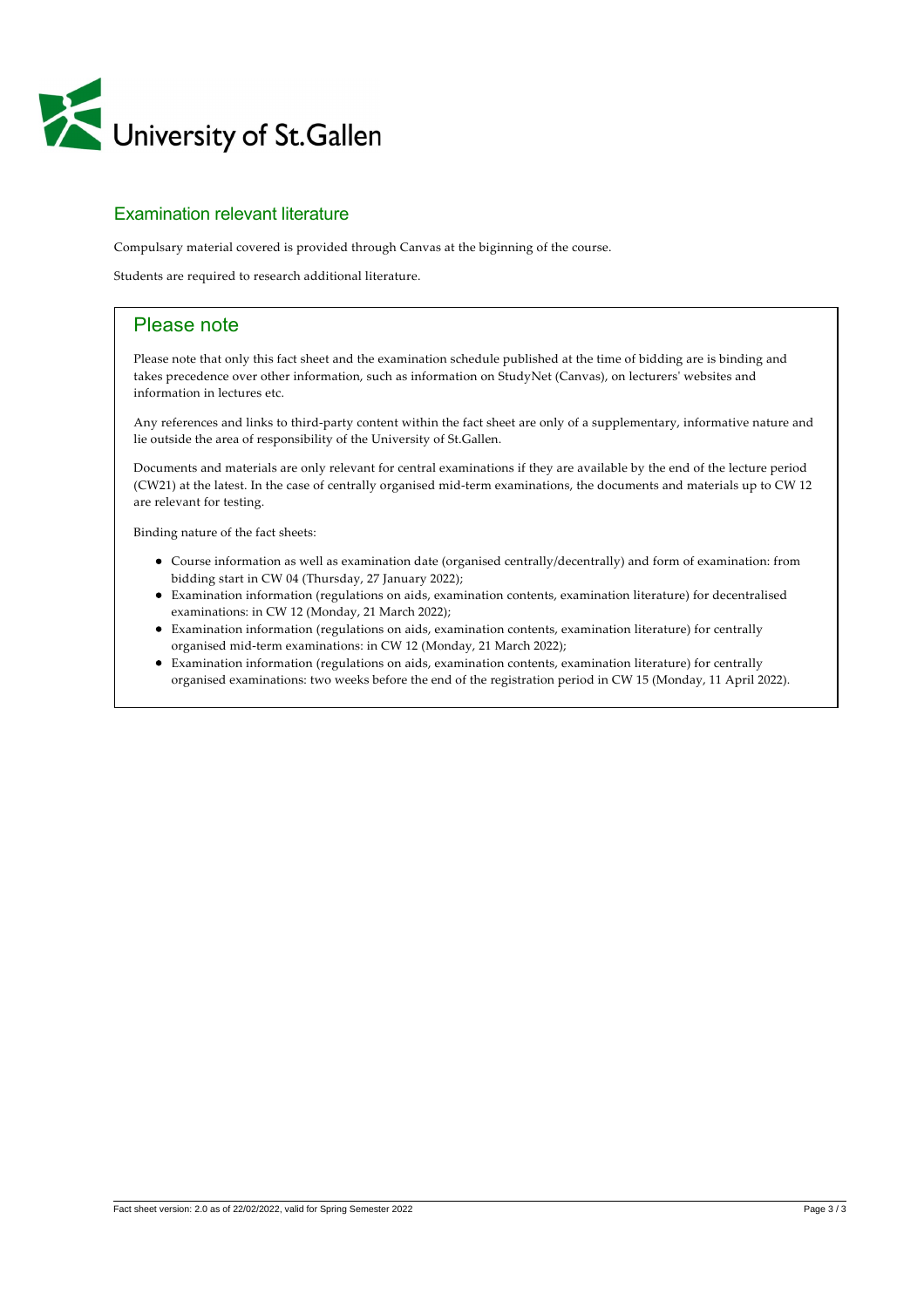## Examination relevant literature

Compulsary material covered is provided through Canvas at the biginning of the course.

Students are required to research additional literature.

## Please note

Please note that only this fact sheet and the examination schedule published at the time of bidding are is binding and takes precedence over other information, such as information on StudyNet (Canvas), on lecturers' websites and information in lectures etc.

Any references and links to third-party content within the fact sheet are only of a supplementary, informative nature and lie outside the area of responsibility of the University of St.Gallen.

Documents and materials are only relevant for central examinations if they are available by the end of the lecture period (CW21) at the latest. In the case of centrally organised mid-term examinations, the documents and materials up to CW 12 are relevant for testing.

Binding nature of the fact sheets:

- Course information as well as examination date (organised centrally/decentrally) and form of examination: from bidding start in CW 04 (Thursday, 27 January 2022);
- Examination information (regulations on aids, examination contents, examination literature) for decentralised examinations: in CW 12 (Monday, 21 March 2022);
- Examination information (regulations on aids, examination contents, examination literature) for centrally organised mid-term examinations: in CW 12 (Monday, 21 March 2022);
- Examination information (regulations on aids, examination contents, examination literature) for centrally organised examinations: two weeks before the end of the registration period in CW 15 (Monday, 11 April 2022).